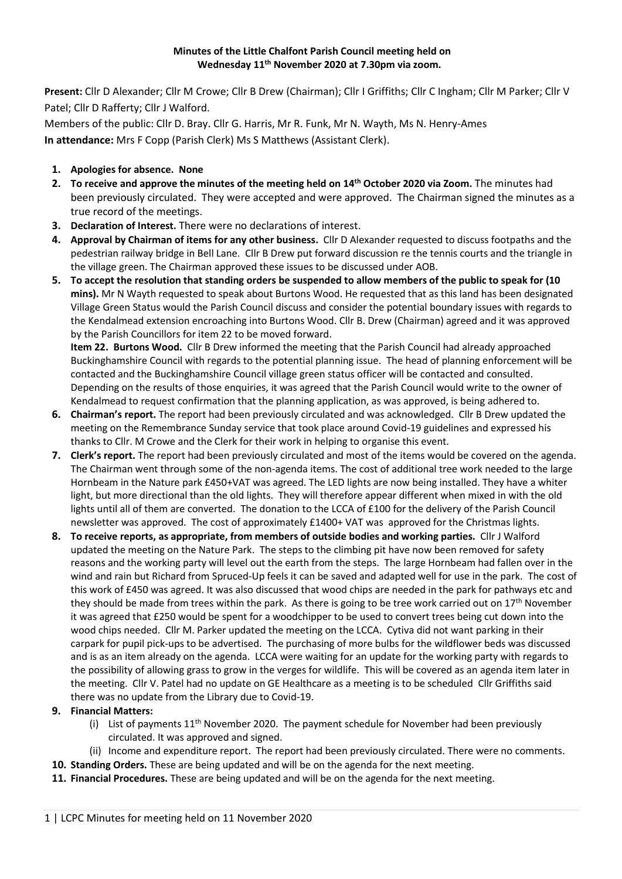**Minutes of the Little Chalfont Parish Council meeting held on Wednesday 11th November 2020 at 7.30pm via zoom.**

**Present:** Cllr D Alexander; Cllr M Crowe; Cllr B Drew (Chairman); Cllr I Griffiths; Cllr C Ingham; Cllr M Parker; Cllr V Patel; Cllr D Rafferty; Cllr J Walford.

Members of the public: Cllr D. Bray. Cllr G. Harris, Mr R. Funk, Mr N. Wayth, Ms N. Henry-Ames

**In attendance:** Mrs F Copp (Parish Clerk) Ms S Matthews (Assistant Clerk).

1. **Apologies for absence. None**
2. **To receive and approve the minutes of the meeting held on 14th October 2020 via Zoom.** The minutes had been previously circulated. They were accepted and were approved. The Chairman signed the minutes as a true record of the meetings.
3. **Declaration of Interest.** There were no declarations of interest.
4. **Approval by Chairman of items for any other business.** Cllr D Alexander requested to discuss footpaths and the pedestrian railway bridge in Bell Lane. Cllr B Drew put forward discussion re the tennis courts and the triangle in the village green. The Chairman approved these issues to be discussed under AOB.
5. **To accept the resolution that standing orders be suspended to allow members of the public to speak for (10 mins).** Mr N Wayth requested to speak about Burtons Wood. He requested that as this land has been designated Village Green Status would the Parish Council discuss and consider the potential boundary issues with regards to the Kendalmead extension encroaching into Burtons Wood. Cllr B. Drew (Chairman) agreed and it was approved by the Parish Councillors for item 22 to be moved forward.

   **Item 22. Burtons Wood.** Cllr B Drew informed the meeting that the Parish Council had already approached Buckinghamshire Council with regards to the potential planning issue. The head of planning enforcement will be contacted and the Buckinghamshire Council village green status officer will be contacted and consulted. Depending on the results of those enquiries, it was agreed that the Parish Council would write to the owner of Kendalmead to request confirmation that the planning application, as was approved, is being adhered to.
6. **Chairman's report.** The report had been previously circulated and was acknowledged. Cllr B Drew updated the meeting on the Remembrance Sunday service that took place around Covid-19 guidelines and expressed his thanks to Cllr. M Crowe and the Clerk for their work in helping to organise this event.
7. **Clerk's report.** The report had been previously circulated and most of the items would be covered on the agenda. The Chairman went through some of the non-agenda items. The cost of additional tree work needed to the large Hornbeam in the Nature park £450+VAT was agreed. The LED lights are now being installed. They have a whiter light, but more directional than the old lights. They will therefore appear different when mixed in with the old lights until all of them are converted. The donation to the LCCA of £100 for the delivery of the Parish Council newsletter was approved. The cost of approximately £1400+ VAT was approved for the Christmas lights.
8. **To receive reports, as appropriate, from members of outside bodies and working parties.** Cllr J Walford updated the meeting on the Nature Park. The steps to the climbing pit have now been removed for safety reasons and the working party will level out the earth from the steps. The large Hornbeam had fallen over in the wind and rain but Richard from Spruced-Up feels it can be saved and adapted well for use in the park. The cost of this work of £450 was agreed. It was also discussed that wood chips are needed in the park for pathways etc and they should be made from trees within the park. As there is going to be tree work carried out on 17th November it was agreed that £250 would be spent for a woodchipper to be used to convert trees being cut down into the wood chips needed. Cllr M. Parker updated the meeting on the LCCA. Cytiva did not want parking in their carpark for pupil pick-ups to be advertised. The purchasing of more bulbs for the wildflower beds was discussed and is as an item already on the agenda. LCCA were waiting for an update for the working party with regards to the possibility of allowing grass to grow in the verges for wildlife. This will be covered as an agenda item later in the meeting. Cllr V. Patel had no update on GE Healthcare as a meeting is to be scheduled Cllr Griffiths said there was no update from the Library due to Covid-19.
9. **Financial Matters:**
   1. (i) List of payments 11th November 2020. The payment schedule for November had been previously circulated. It was approved and signed.
   2. (ii) Income and expenditure report. The report had been previously circulated. There were no comments.
10. **Standing Orders.** These are being updated and will be on the agenda for the next meeting.
11. **Financial Procedures.** These are being updated and will be on the agenda for the next meeting.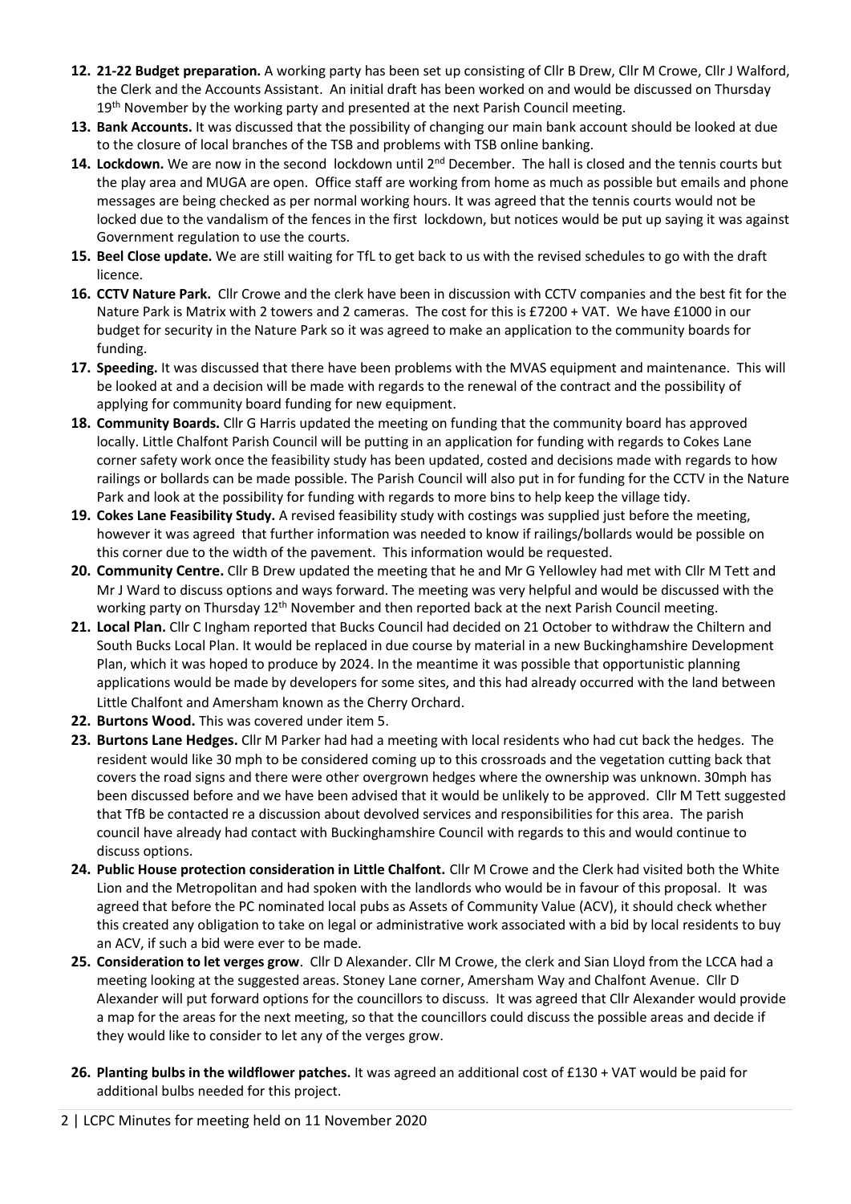12. **21-22 Budget preparation.** A working party has been set up consisting of Cllr B Drew, Cllr M Crowe, Cllr J Walford, the Clerk and the Accounts Assistant. An initial draft has been worked on and would be discussed on Thursday 19th November by the working party and presented at the next Parish Council meeting.
13. **Bank Accounts.** It was discussed that the possibility of changing our main bank account should be looked at due to the closure of local branches of the TSB and problems with TSB online banking.
14. **Lockdown.** We are now in the second lockdown until 2nd December. The hall is closed and the tennis courts but the play area and MUGA are open. Office staff are working from home as much as possible but emails and phone messages are being checked as per normal working hours. It was agreed that the tennis courts would not be locked due to the vandalism of the fences in the first lockdown, but notices would be put up saying it was against Government regulation to use the courts.
15. **Beel Close update.** We are still waiting for TfL to get back to us with the revised schedules to go with the draft licence.
16. **CCTV Nature Park.** Cllr Crowe and the clerk have been in discussion with CCTV companies and the best fit for the Nature Park is Matrix with 2 towers and 2 cameras. The cost for this is £7200 + VAT. We have £1000 in our budget for security in the Nature Park so it was agreed to make an application to the community boards for funding.
17. **Speeding.** It was discussed that there have been problems with the MVAS equipment and maintenance. This will be looked at and a decision will be made with regards to the renewal of the contract and the possibility of applying for community board funding for new equipment.
18. **Community Boards.** Cllr G Harris updated the meeting on funding that the community board has approved locally. Little Chalfont Parish Council will be putting in an application for funding with regards to Cokes Lane corner safety work once the feasibility study has been updated, costed and decisions made with regards to how railings or bollards can be made possible. The Parish Council will also put in for funding for the CCTV in the Nature Park and look at the possibility for funding with regards to more bins to help keep the village tidy.
19. **Cokes Lane Feasibility Study.** A revised feasibility study with costings was supplied just before the meeting, however it was agreed that further information was needed to know if railings/bollards would be possible on this corner due to the width of the pavement. This information would be requested.
20. **Community Centre.** Cllr B Drew updated the meeting that he and Mr G Yellowley had met with Cllr M Tett and Mr J Ward to discuss options and ways forward. The meeting was very helpful and would be discussed with the working party on Thursday 12th November and then reported back at the next Parish Council meeting.
21. **Local Plan.** Cllr C Ingham reported that Bucks Council had decided on 21 October to withdraw the Chiltern and South Bucks Local Plan. It would be replaced in due course by material in a new Buckinghamshire Development Plan, which it was hoped to produce by 2024. In the meantime it was possible that opportunistic planning applications would be made by developers for some sites, and this had already occurred with the land between Little Chalfont and Amersham known as the Cherry Orchard.
22. **Burtons Wood.** This was covered under item 5.
23. **Burtons Lane Hedges.** Cllr M Parker had had a meeting with local residents who had cut back the hedges. The resident would like 30 mph to be considered coming up to this crossroads and the vegetation cutting back that covers the road signs and there were other overgrown hedges where the ownership was unknown. 30mph has been discussed before and we have been advised that it would be unlikely to be approved. Cllr M Tett suggested that TfB be contacted re a discussion about devolved services and responsibilities for this area. The parish council have already had contact with Buckinghamshire Council with regards to this and would continue to discuss options.
24. **Public House protection consideration in Little Chalfont.** Cllr M Crowe and the Clerk had visited both the White Lion and the Metropolitan and had spoken with the landlords who would be in favour of this proposal. It was agreed that before the PC nominated local pubs as Assets of Community Value (ACV), it should check whether this created any obligation to take on legal or administrative work associated with a bid by local residents to buy an ACV, if such a bid were ever to be made.
25. **Consideration to let verges grow**. Cllr D Alexander. Cllr M Crowe, the clerk and Sian Lloyd from the LCCA had a meeting looking at the suggested areas. Stoney Lane corner, Amersham Way and Chalfont Avenue. Cllr D Alexander will put forward options for the councillors to discuss. It was agreed that Cllr Alexander would provide a map for the areas for the next meeting, so that the councillors could discuss the possible areas and decide if they would like to consider to let any of the verges grow.
26. **Planting bulbs in the wildflower patches.** It was agreed an additional cost of £130 + VAT would be paid for additional bulbs needed for this project.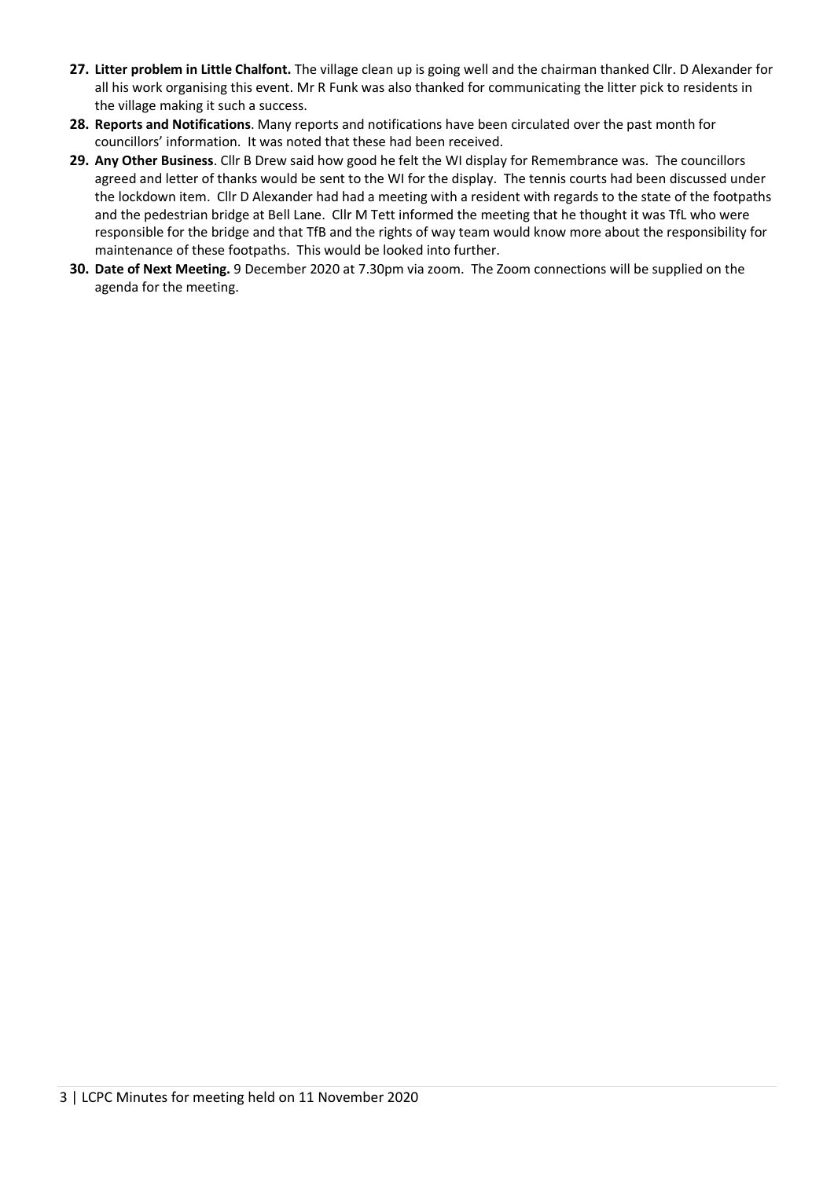27. **Litter problem in Little Chalfont.** The village clean up is going well and the chairman thanked Cllr. D Alexander for all his work organising this event. Mr R Funk was also thanked for communicating the litter pick to residents in the village making it such a success.
28. **Reports and Notifications**. Many reports and notifications have been circulated over the past month for councillors' information. It was noted that these had been received.
29. **Any Other Business**. Cllr B Drew said how good he felt the WI display for Remembrance was. The councillors agreed and letter of thanks would be sent to the WI for the display. The tennis courts had been discussed under the lockdown item. Cllr D Alexander had had a meeting with a resident with regards to the state of the footpaths and the pedestrian bridge at Bell Lane. Cllr M Tett informed the meeting that he thought it was TfL who were responsible for the bridge and that TfB and the rights of way team would know more about the responsibility for maintenance of these footpaths. This would be looked into further.
30. **Date of Next Meeting.** 9 December 2020 at 7.30pm via zoom. The Zoom connections will be supplied on the agenda for the meeting.